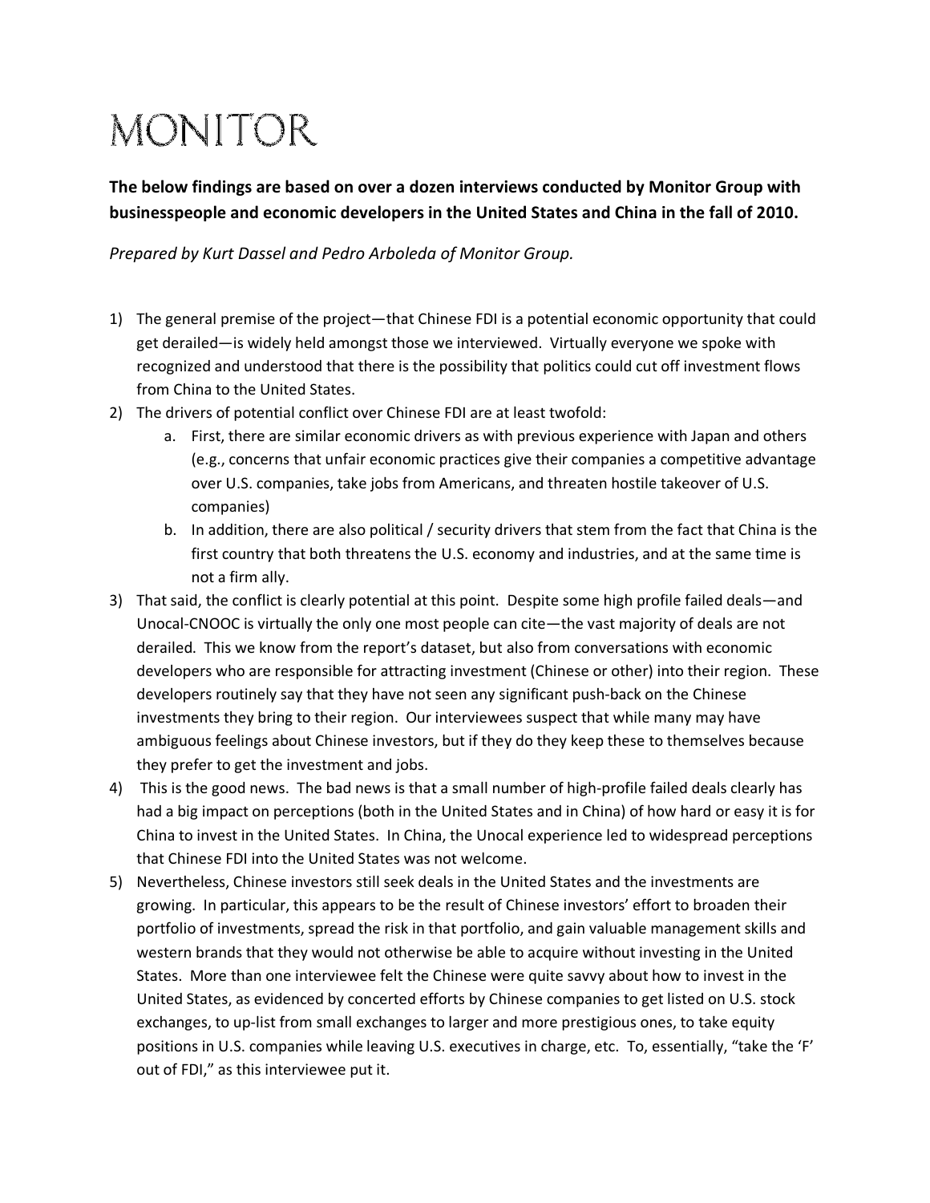# MONITOR

**The below findings are based on over a dozen interviews conducted by Monitor Group with businesspeople and economic developers in the United States and China in the fall of 2010.**

*Prepared by Kurt Dassel and Pedro Arboleda of Monitor Group.*

1) The general premise of the project—that Chinese FDI is a potential economic opportunity that could get derailed—is widely held amongst those we interviewed. Virtually everyone we spoke with recognized and understood that there is the possibility that politics could cut off investment flows from China to the United States.
2) The drivers of potential conflict over Chinese FDI are at least twofold:
   a. First, there are similar economic drivers as with previous experience with Japan and others (e.g., concerns that unfair economic practices give their companies a competitive advantage over U.S. companies, take jobs from Americans, and threaten hostile takeover of U.S. companies)
   b. In addition, there are also political / security drivers that stem from the fact that China is the first country that both threatens the U.S. economy and industries, and at the same time is not a firm ally.
3) That said, the conflict is clearly potential at this point. Despite some high profile failed deals—and Unocal-CNOOC is virtually the only one most people can cite—the vast majority of deals are not derailed. This we know from the report's dataset, but also from conversations with economic developers who are responsible for attracting investment (Chinese or other) into their region. These developers routinely say that they have not seen any significant push-back on the Chinese investments they bring to their region. Our interviewees suspect that while many may have ambiguous feelings about Chinese investors, but if they do they keep these to themselves because they prefer to get the investment and jobs.
4) This is the good news. The bad news is that a small number of high-profile failed deals clearly has had a big impact on perceptions (both in the United States and in China) of how hard or easy it is for China to invest in the United States. In China, the Unocal experience led to widespread perceptions that Chinese FDI into the United States was not welcome.
5) Nevertheless, Chinese investors still seek deals in the United States and the investments are growing. In particular, this appears to be the result of Chinese investors' effort to broaden their portfolio of investments, spread the risk in that portfolio, and gain valuable management skills and western brands that they would not otherwise be able to acquire without investing in the United States. More than one interviewee felt the Chinese were quite savvy about how to invest in the United States, as evidenced by concerted efforts by Chinese companies to get listed on U.S. stock exchanges, to up-list from small exchanges to larger and more prestigious ones, to take equity positions in U.S. companies while leaving U.S. executives in charge, etc. To, essentially, "take the 'F' out of FDI," as this interviewee put it.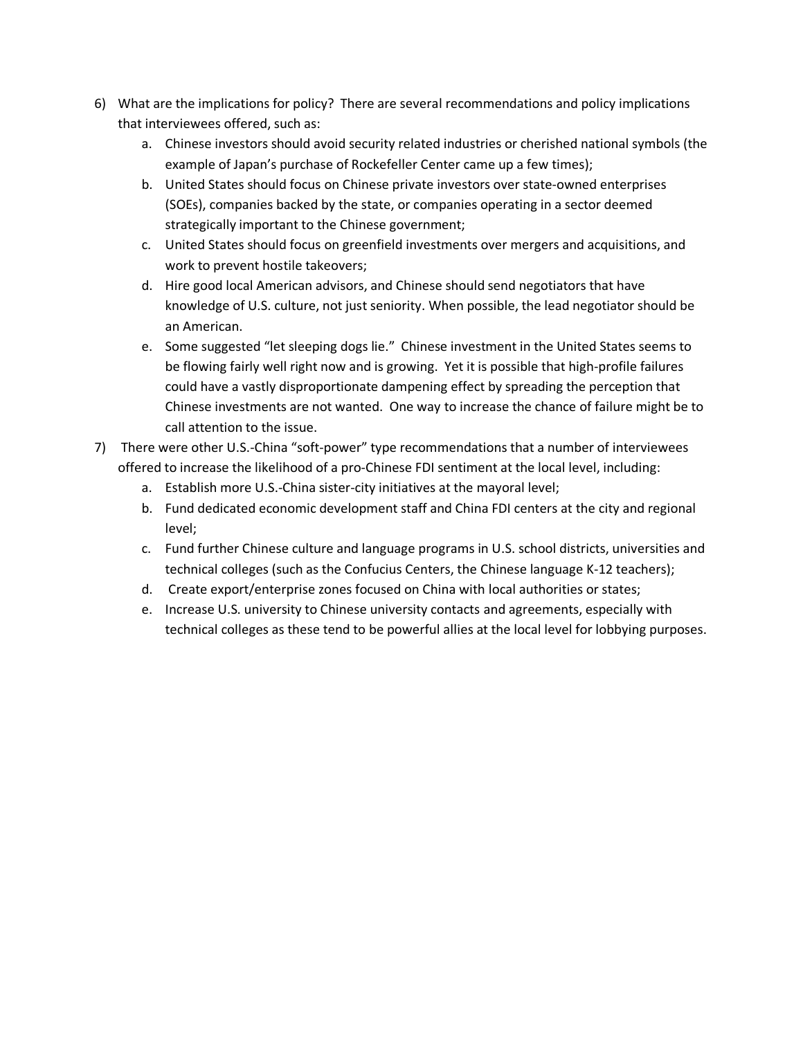6) What are the implications for policy? There are several recommendations and policy implications that interviewees offered, such as:
   a. Chinese investors should avoid security related industries or cherished national symbols (the example of Japan's purchase of Rockefeller Center came up a few times);
   b. United States should focus on Chinese private investors over state-owned enterprises (SOEs), companies backed by the state, or companies operating in a sector deemed strategically important to the Chinese government;
   c. United States should focus on greenfield investments over mergers and acquisitions, and work to prevent hostile takeovers;
   d. Hire good local American advisors, and Chinese should send negotiators that have knowledge of U.S. culture, not just seniority. When possible, the lead negotiator should be an American.
   e. Some suggested "let sleeping dogs lie." Chinese investment in the United States seems to be flowing fairly well right now and is growing. Yet it is possible that high-profile failures could have a vastly disproportionate dampening effect by spreading the perception that Chinese investments are not wanted. One way to increase the chance of failure might be to call attention to the issue.
7) There were other U.S.-China "soft-power" type recommendations that a number of interviewees offered to increase the likelihood of a pro-Chinese FDI sentiment at the local level, including:
   a. Establish more U.S.-China sister-city initiatives at the mayoral level;
   b. Fund dedicated economic development staff and China FDI centers at the city and regional level;
   c. Fund further Chinese culture and language programs in U.S. school districts, universities and technical colleges (such as the Confucius Centers, the Chinese language K-12 teachers);
   d. Create export/enterprise zones focused on China with local authorities or states;
   e. Increase U.S. university to Chinese university contacts and agreements, especially with technical colleges as these tend to be powerful allies at the local level for lobbying purposes.